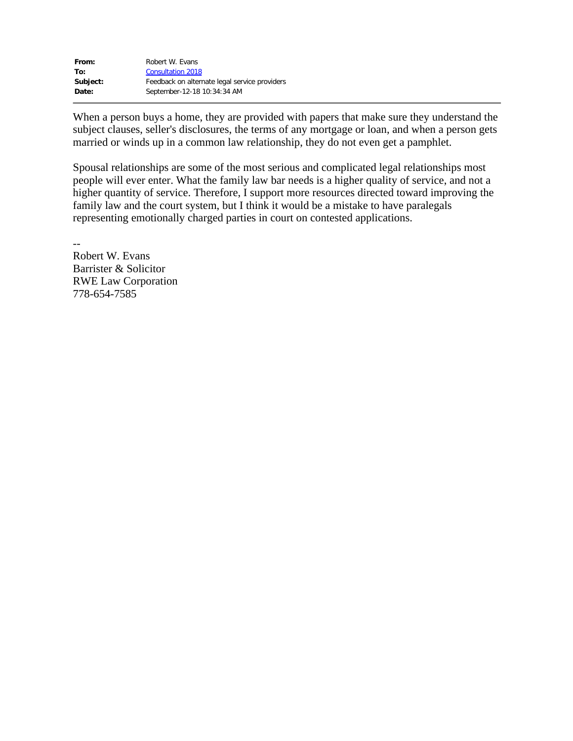**From:** Robert W. Evans
**To:** Consultation 2018
**Subject:** Feedback on alternate legal service providers
**Date:** September-12-18 10:34:34 AM

---

When a person buys a home, they are provided with papers that make sure they understand the subject clauses, seller's disclosures, the terms of any mortgage or loan, and when a person gets married or winds up in a common law relationship, they do not even get a pamphlet.

Spousal relationships are some of the most serious and complicated legal relationships most people will ever enter. What the family law bar needs is a higher quality of service, and not a higher quantity of service. Therefore, I support more resources directed toward improving the family law and the court system, but I think it would be a mistake to have paralegals representing emotionally charged parties in court on contested applications.

--
Robert W. Evans
Barrister & Solicitor
RWE Law Corporation
778-654-7585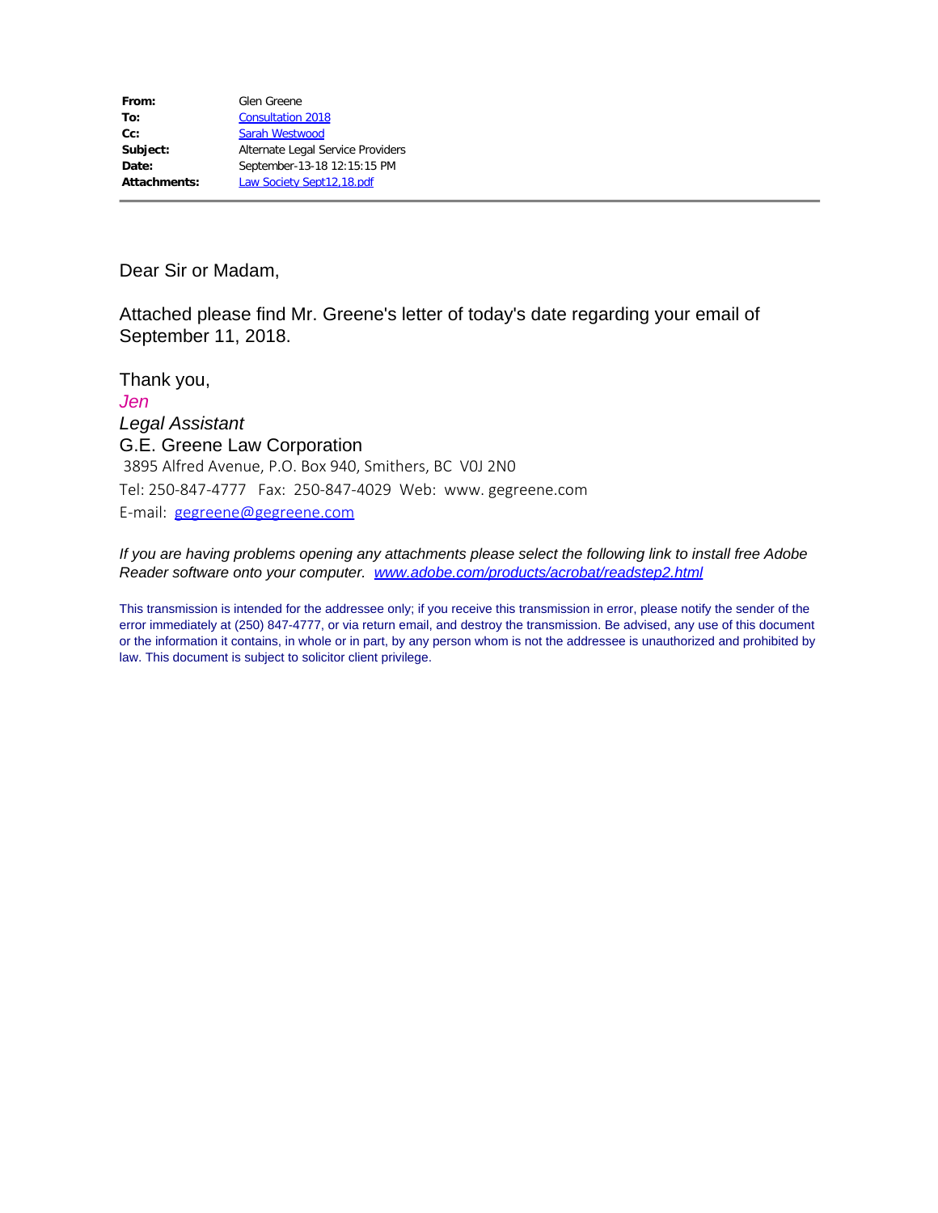| | |
|---|---|
| **From:** | Glen Greene |
| **To:** | Consultation 2018 |
| **Cc:** | Sarah Westwood |
| **Subject:** | Alternate Legal Service Providers |
| **Date:** | September-13-18 12:15:15 PM |
| **Attachments:** | Law Society Sept12,18.pdf |

Dear Sir or Madam,

Attached please find Mr. Greene's letter of today's date regarding your email of September 11, 2018.

Thank you,
*Jen*
*Legal Assistant*
G.E. Greene Law Corporation
3895 Alfred Avenue, P.O. Box 940, Smithers, BC V0J 2N0
Tel: 250-847-4777 Fax: 250-847-4029 Web: www. gegreene.com
E-mail: gegreene@gegreene.com

*If you are having problems opening any attachments please select the following link to install free Adobe Reader software onto your computer. www.adobe.com/products/acrobat/readstep2.html*

This transmission is intended for the addressee only; if you receive this transmission in error, please notify the sender of the error immediately at (250) 847-4777, or via return email, and destroy the transmission. Be advised, any use of this document or the information it contains, in whole or in part, by any person whom is not the addressee is unauthorized and prohibited by law. This document is subject to solicitor client privilege.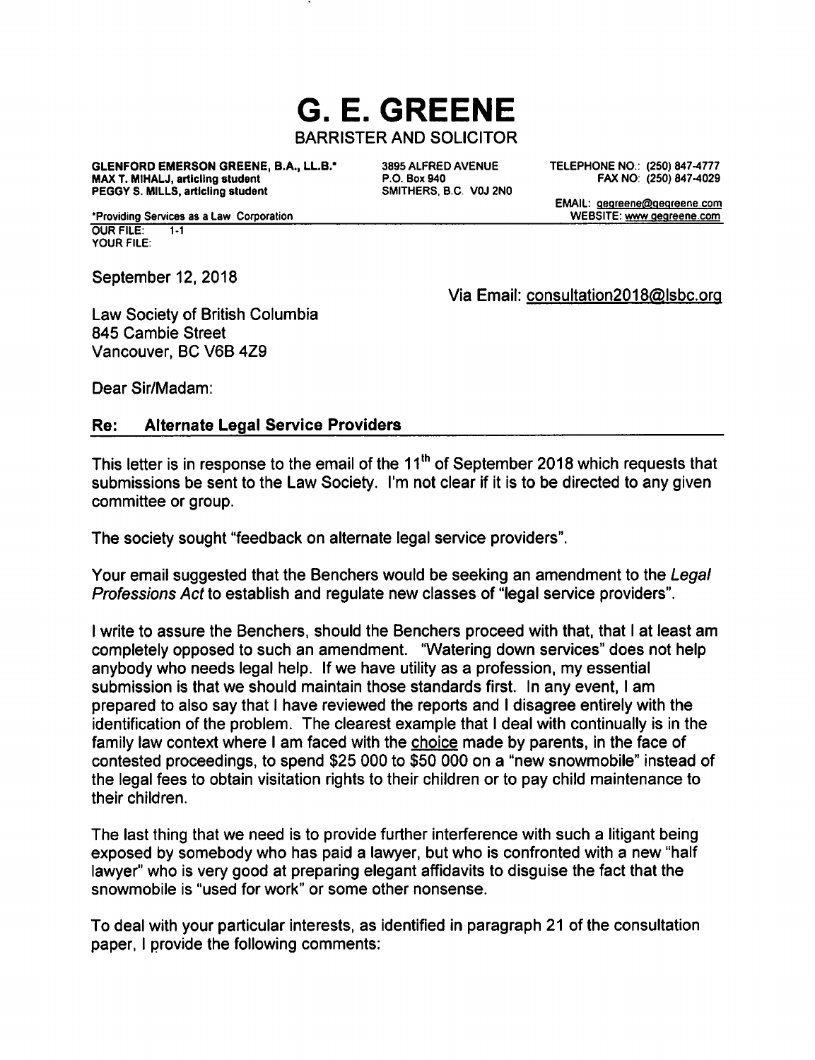# G. E. GREENE

BARRISTER AND SOLICITOR

**GLENFORD EMERSON GREENE, B.A., LL.B.***
**MAX T. MIHALJ, articling student**
**PEGGY S. MILLS, articling student**

3895 ALFRED AVENUE
P.O. Box 940
SMITHERS, B.C. V0J 2N0

TELEPHONE NO.: (250) 847-4777
FAX NO: (250) 847-4029

EMAIL: gegreene@gegreene.com
WEBSITE: www.gegreene.com

*Providing Services as a Law Corporation

OUR FILE: 1-1
YOUR FILE:

September 12, 2018

Via Email: consultation2018@lsbc.org

Law Society of British Columbia
845 Cambie Street
Vancouver, BC V6B 4Z9

Dear Sir/Madam:

**Re: Alternate Legal Service Providers**

This letter is in response to the email of the 11th of September 2018 which requests that submissions be sent to the Law Society. I'm not clear if it is to be directed to any given committee or group.

The society sought "feedback on alternate legal service providers".

Your email suggested that the Benchers would be seeking an amendment to the *Legal Professions Act* to establish and regulate new classes of "legal service providers".

I write to assure the Benchers, should the Benchers proceed with that, that I at least am completely opposed to such an amendment. "Watering down services" does not help anybody who needs legal help. If we have utility as a profession, my essential submission is that we should maintain those standards first. In any event, I am prepared to also say that I have reviewed the reports and I disagree entirely with the identification of the problem. The clearest example that I deal with continually is in the family law context where I am faced with the choice made by parents, in the face of contested proceedings, to spend $25 000 to $50 000 on a "new snowmobile" instead of the legal fees to obtain visitation rights to their children or to pay child maintenance to their children.

The last thing that we need is to provide further interference with such a litigant being exposed by somebody who has paid a lawyer, but who is confronted with a new "half lawyer" who is very good at preparing elegant affidavits to disguise the fact that the snowmobile is "used for work" or some other nonsense.

To deal with your particular interests, as identified in paragraph 21 of the consultation paper, I provide the following comments: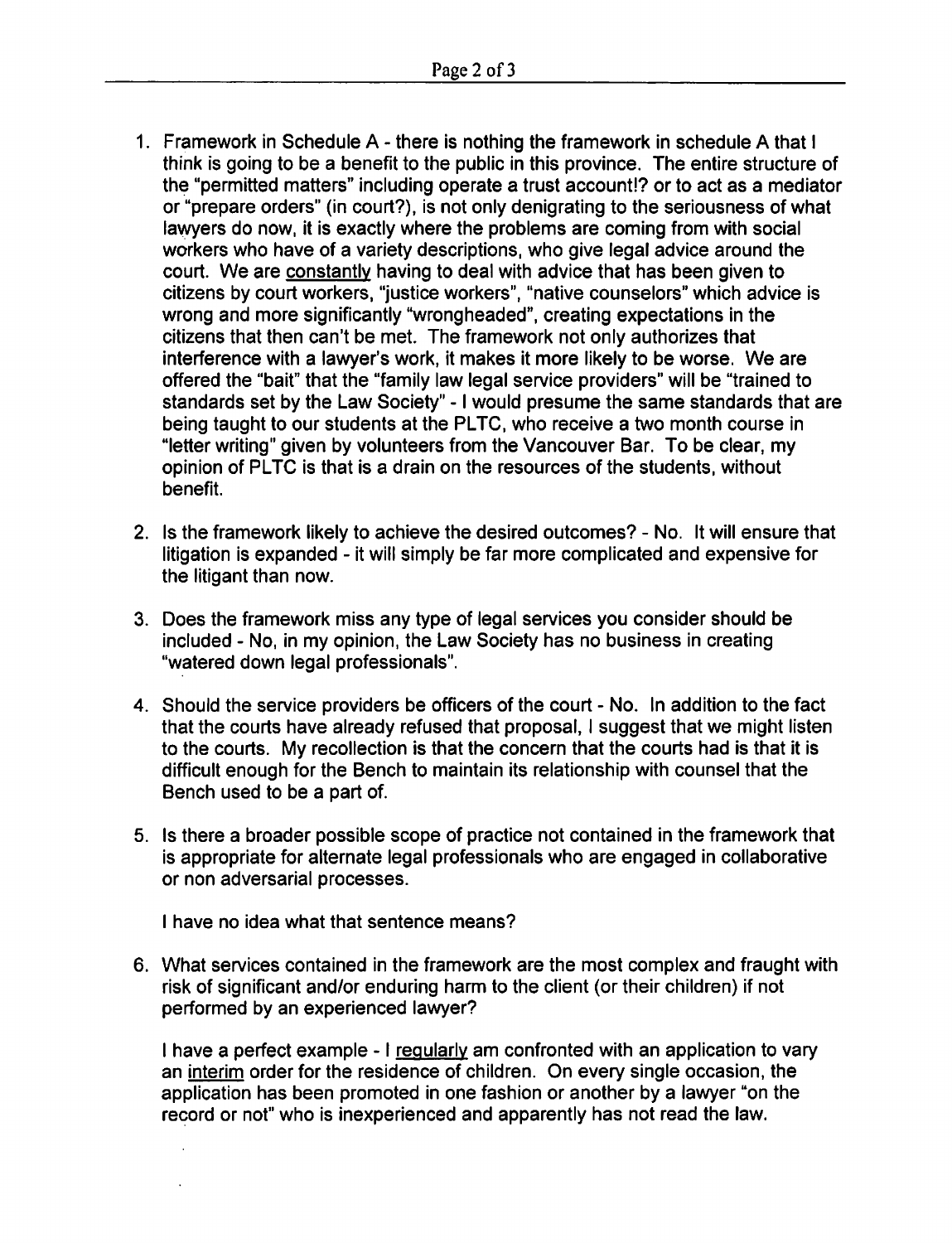1. Framework in Schedule A - there is nothing the framework in schedule A that I think is going to be a benefit to the public in this province. The entire structure of the "permitted matters" including operate a trust account!? or to act as a mediator or "prepare orders" (in court?), is not only denigrating to the seriousness of what lawyers do now, it is exactly where the problems are coming from with social workers who have of a variety descriptions, who give legal advice around the court. We are <u>constantly</u> having to deal with advice that has been given to citizens by court workers, "justice workers", "native counselors" which advice is wrong and more significantly "wrongheaded", creating expectations in the citizens that then can't be met. The framework not only authorizes that interference with a lawyer's work, it makes it more likely to be worse. We are offered the "bait" that the "family law legal service providers" will be "trained to standards set by the Law Society" - I would presume the same standards that are being taught to our students at the PLTC, who receive a two month course in "letter writing" given by volunteers from the Vancouver Bar. To be clear, my opinion of PLTC is that is a drain on the resources of the students, without benefit.

2. Is the framework likely to achieve the desired outcomes? - No. It will ensure that litigation is expanded - it will simply be far more complicated and expensive for the litigant than now.

3. Does the framework miss any type of legal services you consider should be included - No, in my opinion, the Law Society has no business in creating "watered down legal professionals".

4. Should the service providers be officers of the court - No. In addition to the fact that the courts have already refused that proposal, I suggest that we might listen to the courts. My recollection is that the concern that the courts had is that it is difficult enough for the Bench to maintain its relationship with counsel that the Bench used to be a part of.

5. Is there a broader possible scope of practice not contained in the framework that is appropriate for alternate legal professionals who are engaged in collaborative or non adversarial processes.

   I have no idea what that sentence means?

6. What services contained in the framework are the most complex and fraught with risk of significant and/or enduring harm to the client (or their children) if not performed by an experienced lawyer?

   I have a perfect example - I <u>regularly</u> am confronted with an application to vary an <u>interim</u> order for the residence of children. On every single occasion, the application has been promoted in one fashion or another by a lawyer "on the record or not" who is inexperienced and apparently has not read the law.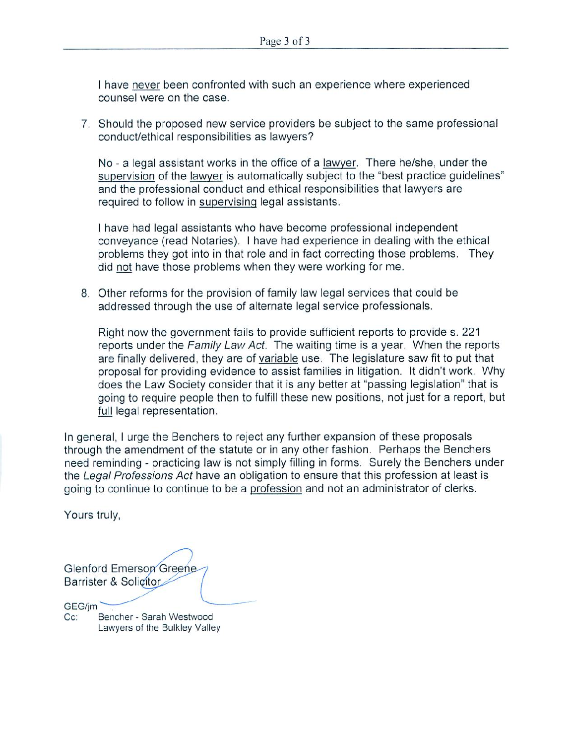I have <u>never</u> been confronted with such an experience where experienced counsel were on the case.

7. Should the proposed new service providers be subject to the same professional conduct/ethical responsibilities as lawyers?

   No - a legal assistant works in the office of a <u>lawyer</u>. There he/she, under the <u>supervision</u> of the <u>lawyer</u> is automatically subject to the "best practice guidelines" and the professional conduct and ethical responsibilities that lawyers are required to follow in <u>supervising</u> legal assistants.

   I have had legal assistants who have become professional independent conveyance (read Notaries). I have had experience in dealing with the ethical problems they got into in that role and in fact correcting those problems. They did <u>not</u> have those problems when they were working for me.

8. Other reforms for the provision of family law legal services that could be addressed through the use of alternate legal service professionals.

   Right now the government fails to provide sufficient reports to provide s. 221 reports under the *Family Law Act*. The waiting time is a year. When the reports are finally delivered, they are of <u>variable</u> use. The legislature saw fit to put that proposal for providing evidence to assist families in litigation. It didn't work. Why does the Law Society consider that it is any better at "passing legislation" that is going to require people then to fulfill these new positions, not just for a report, but <u>full</u> legal representation.

In general, I urge the Benchers to reject any further expansion of these proposals through the amendment of the statute or in any other fashion. Perhaps the Benchers need reminding - practicing law is not simply filling in forms. Surely the Benchers under the *Legal Professions Act* have an obligation to ensure that this profession at least is going to continue to continue to be a <u>profession</u> and not an administrator of clerks.

Yours truly,

Glenford Emerson Greene
Barrister & Solicitor

GEG/jm
Cc: Bencher - Sarah Westwood
Lawyers of the Bulkley Valley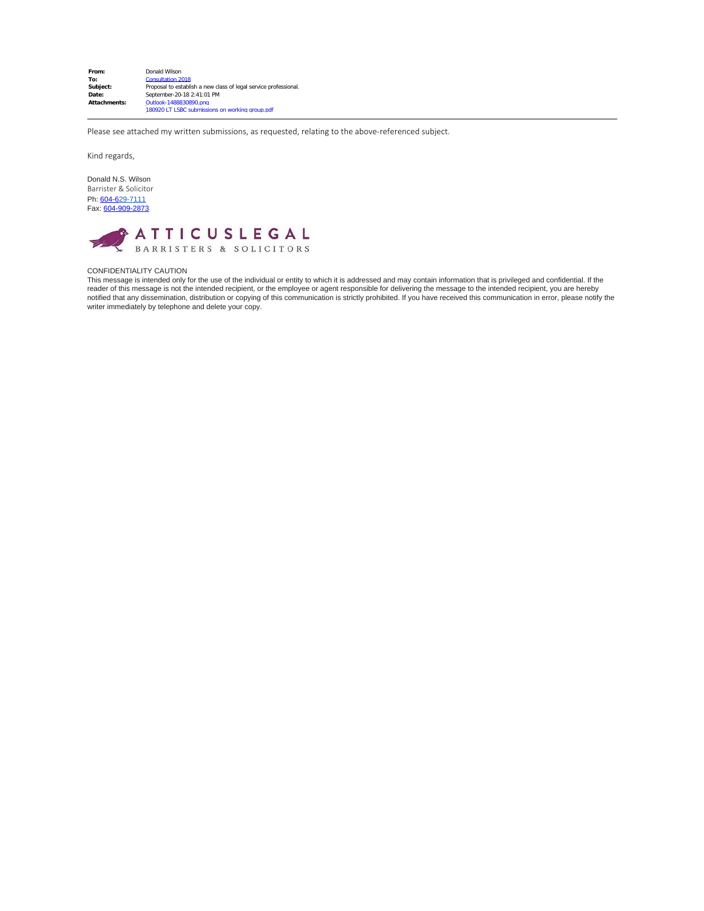| | |
|---|---|
| **From:** | Donald Wilson |
| **To:** | Consultation 2018 |
| **Subject:** | Proposal to establish a new class of legal service professional. |
| **Date:** | September-20-18 2:41:01 PM |
| **Attachments:** | Outlook-1488830890.png<br>180920 LT LSBC submissions on working group.pdf |

Please see attached my written submissions, as requested, relating to the above-referenced subject.

Kind regards,

Donald N.S. Wilson
Barrister & Solicitor
Ph: 604-629-7111
Fax: 604-909-2873

ATTICUSLEGAL
BARRISTERS & SOLICITORS

CONFIDENTIALITY CAUTION
This message is intended only for the use of the individual or entity to which it is addressed and may contain information that is privileged and confidential. If the reader of this message is not the intended recipient, or the employee or agent responsible for delivering the message to the intended recipient, you are hereby notified that any dissemination, distribution or copying of this communication is strictly prohibited. If you have received this communication in error, please notify the writer immediately by telephone and delete your copy.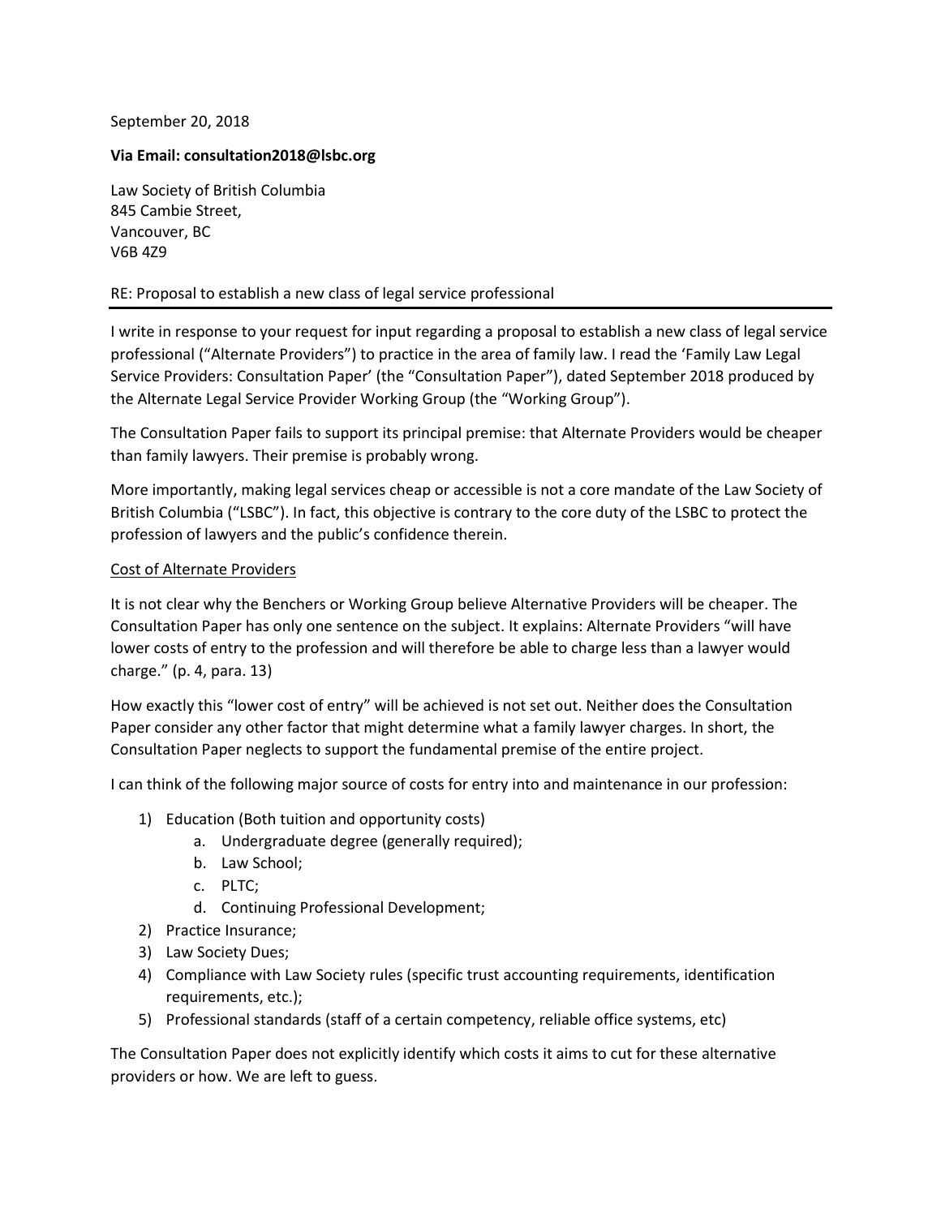September 20, 2018

**Via Email: consultation2018@lsbc.org**

Law Society of British Columbia
845 Cambie Street,
Vancouver, BC
V6B 4Z9

RE: Proposal to establish a new class of legal service professional

---

I write in response to your request for input regarding a proposal to establish a new class of legal service professional ("Alternate Providers") to practice in the area of family law. I read the 'Family Law Legal Service Providers: Consultation Paper' (the "Consultation Paper"), dated September 2018 produced by the Alternate Legal Service Provider Working Group (the "Working Group").

The Consultation Paper fails to support its principal premise: that Alternate Providers would be cheaper than family lawyers. Their premise is probably wrong.

More importantly, making legal services cheap or accessible is not a core mandate of the Law Society of British Columbia ("LSBC"). In fact, this objective is contrary to the core duty of the LSBC to protect the profession of lawyers and the public's confidence therein.

<u>Cost of Alternate Providers</u>

It is not clear why the Benchers or Working Group believe Alternative Providers will be cheaper. The Consultation Paper has only one sentence on the subject. It explains: Alternate Providers "will have lower costs of entry to the profession and will therefore be able to charge less than a lawyer would charge." (p. 4, para. 13)

How exactly this "lower cost of entry" will be achieved is not set out. Neither does the Consultation Paper consider any other factor that might determine what a family lawyer charges. In short, the Consultation Paper neglects to support the fundamental premise of the entire project.

I can think of the following major source of costs for entry into and maintenance in our profession:

1) Education (Both tuition and opportunity costs)
    a. Undergraduate degree (generally required);
    b. Law School;
    c. PLTC;
    d. Continuing Professional Development;
2) Practice Insurance;
3) Law Society Dues;
4) Compliance with Law Society rules (specific trust accounting requirements, identification requirements, etc.);
5) Professional standards (staff of a certain competency, reliable office systems, etc)

The Consultation Paper does not explicitly identify which costs it aims to cut for these alternative providers or how. We are left to guess.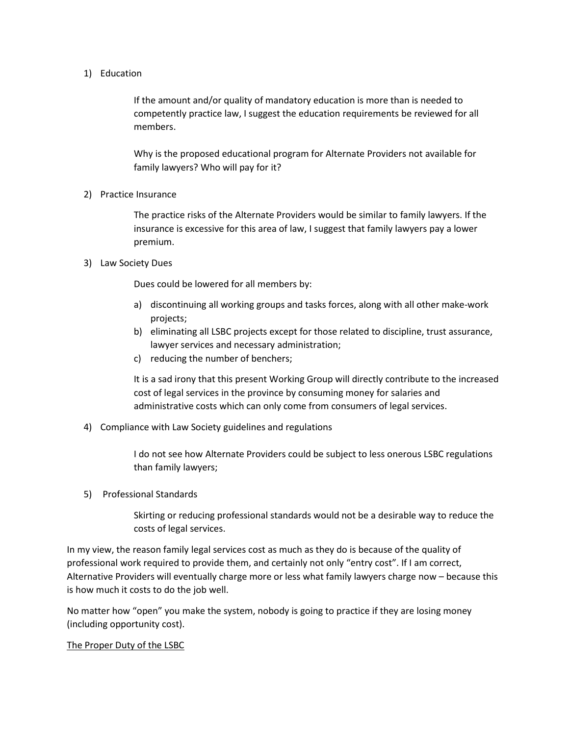1) Education

   If the amount and/or quality of mandatory education is more than is needed to competently practice law, I suggest the education requirements be reviewed for all members.

   Why is the proposed educational program for Alternate Providers not available for family lawyers? Who will pay for it?

2) Practice Insurance

   The practice risks of the Alternate Providers would be similar to family lawyers. If the insurance is excessive for this area of law, I suggest that family lawyers pay a lower premium.

3) Law Society Dues

   Dues could be lowered for all members by:

   a) discontinuing all working groups and tasks forces, along with all other make-work projects;
   b) eliminating all LSBC projects except for those related to discipline, trust assurance, lawyer services and necessary administration;
   c) reducing the number of benchers;

   It is a sad irony that this present Working Group will directly contribute to the increased cost of legal services in the province by consuming money for salaries and administrative costs which can only come from consumers of legal services.

4) Compliance with Law Society guidelines and regulations

   I do not see how Alternate Providers could be subject to less onerous LSBC regulations than family lawyers;

5) Professional Standards

   Skirting or reducing professional standards would not be a desirable way to reduce the costs of legal services.

In my view, the reason family legal services cost as much as they do is because of the quality of professional work required to provide them, and certainly not only "entry cost". If I am correct, Alternative Providers will eventually charge more or less what family lawyers charge now – because this is how much it costs to do the job well.

No matter how "open" you make the system, nobody is going to practice if they are losing money (including opportunity cost).

<u>The Proper Duty of the LSBC</u>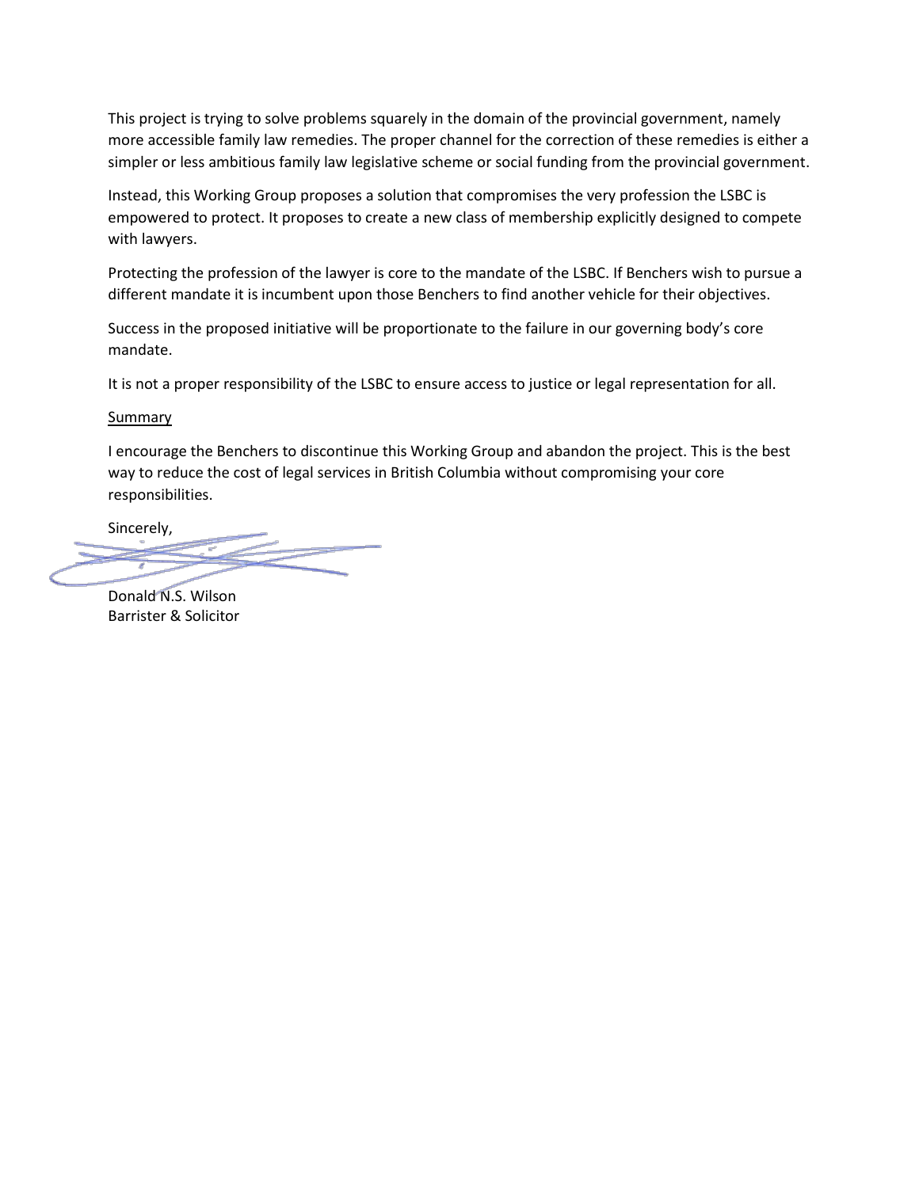This project is trying to solve problems squarely in the domain of the provincial government, namely more accessible family law remedies. The proper channel for the correction of these remedies is either a simpler or less ambitious family law legislative scheme or social funding from the provincial government.

Instead, this Working Group proposes a solution that compromises the very profession the LSBC is empowered to protect. It proposes to create a new class of membership explicitly designed to compete with lawyers.

Protecting the profession of the lawyer is core to the mandate of the LSBC. If Benchers wish to pursue a different mandate it is incumbent upon those Benchers to find another vehicle for their objectives.

Success in the proposed initiative will be proportionate to the failure in our governing body's core mandate.

It is not a proper responsibility of the LSBC to ensure access to justice or legal representation for all.

<u>Summary</u>

I encourage the Benchers to discontinue this Working Group and abandon the project. This is the best way to reduce the cost of legal services in British Columbia without compromising your core responsibilities.

Sincerely,

Donald N.S. Wilson
Barrister & Solicitor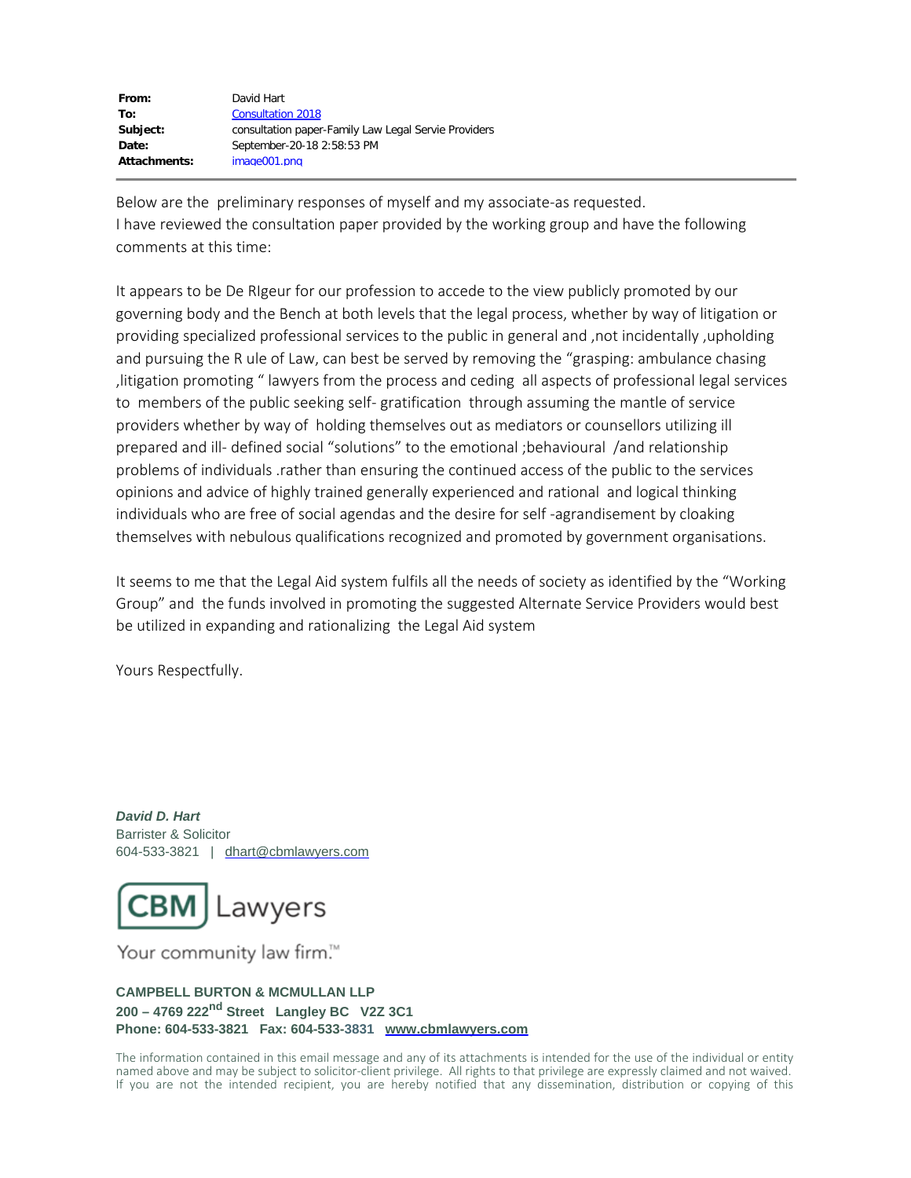| | |
|---|---|
| **From:** | David Hart |
| **To:** | Consultation 2018 |
| **Subject:** | consultation paper-Family Law Legal Servie Providers |
| **Date:** | September-20-18 2:58:53 PM |
| **Attachments:** | image001.png |

Below are the preliminary responses of myself and my associate-as requested.
I have reviewed the consultation paper provided by the working group and have the following comments at this time:

It appears to be De RIgeur for our profession to accede to the view publicly promoted by our governing body and the Bench at both levels that the legal process, whether by way of litigation or providing specialized professional services to the public in general and ,not incidentally ,upholding and pursuing the R ule of Law, can best be served by removing the "grasping: ambulance chasing ,litigation promoting " lawyers from the process and ceding all aspects of professional legal services to members of the public seeking self- gratification through assuming the mantle of service providers whether by way of holding themselves out as mediators or counsellors utilizing ill prepared and ill- defined social "solutions" to the emotional ;behavioural /and relationship problems of individuals .rather than ensuring the continued access of the public to the services opinions and advice of highly trained generally experienced and rational and logical thinking individuals who are free of social agendas and the desire for self -agrandisement by cloaking themselves with nebulous qualifications recognized and promoted by government organisations.

It seems to me that the Legal Aid system fulfils all the needs of society as identified by the "Working Group" and the funds involved in promoting the suggested Alternate Service Providers would best be utilized in expanding and rationalizing the Legal Aid system

Yours Respectfully.

***David D. Hart***
Barrister & Solicitor
604-533-3821 | dhart@cbmlawyers.com

CBM Lawyers

Your community law firm.™

**CAMPBELL BURTON & MCMULLAN LLP**
**200 – 4769 222nd Street Langley BC V2Z 3C1**
**Phone: 604-533-3821 Fax: 604-533-3831 www.cbmlawyers.com**

The information contained in this email message and any of its attachments is intended for the use of the individual or entity named above and may be subject to solicitor-client privilege. All rights to that privilege are expressly claimed and not waived. If you are not the intended recipient, you are hereby notified that any dissemination, distribution or copying of this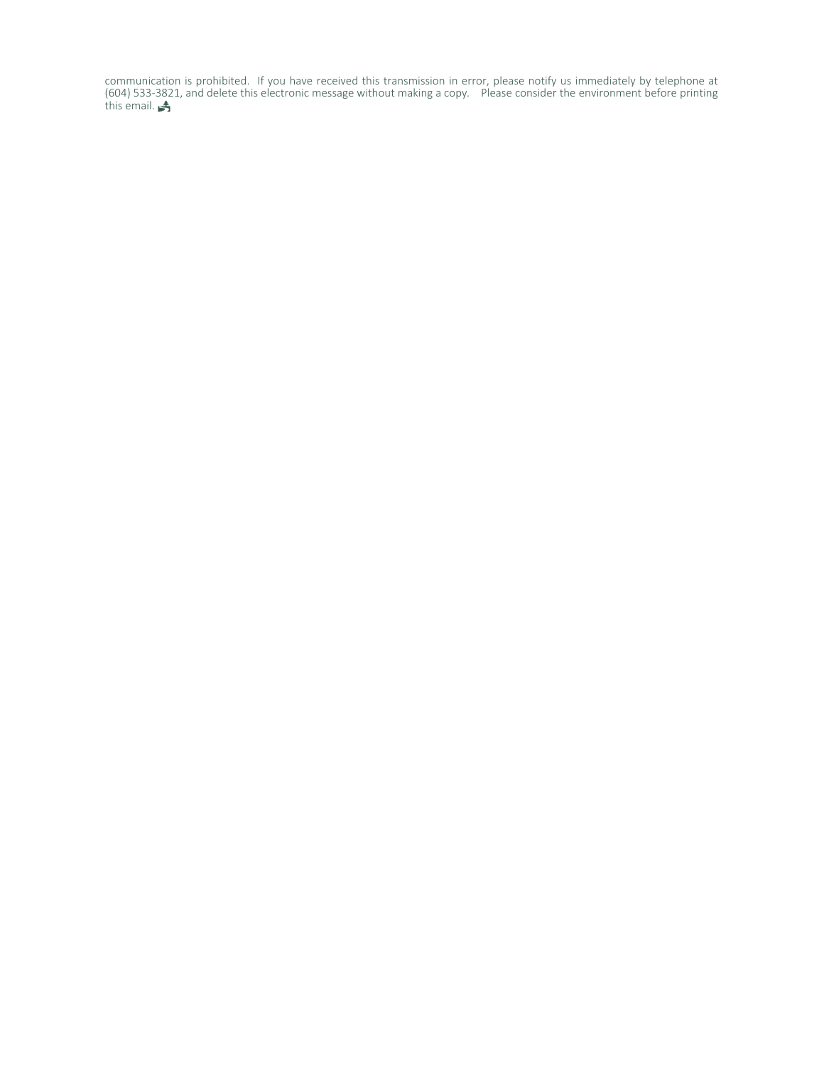communication is prohibited. If you have received this transmission in error, please notify us immediately by telephone at (604) 533-3821, and delete this electronic message without making a copy. Please consider the environment before printing this email.